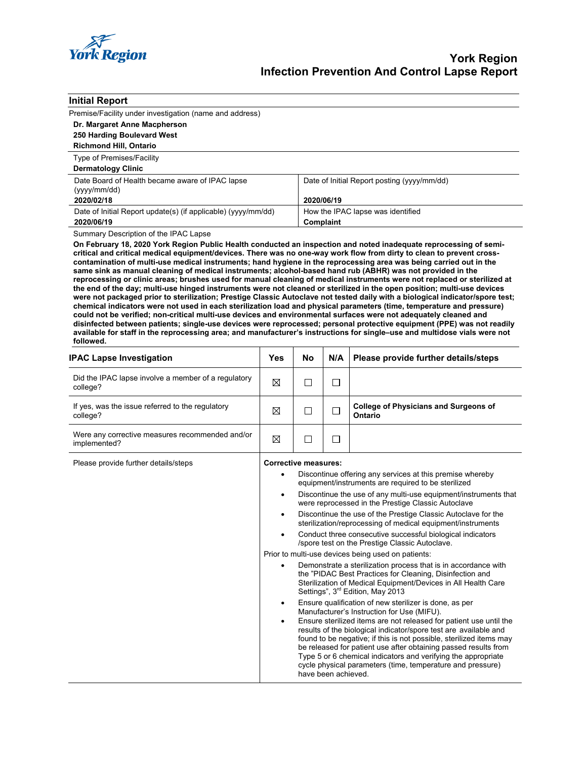# York Region
# Infection Prevention And Control Lapse Report

## Initial Report

Premise/Facility under investigation (name and address)

**Dr. Margaret Anne Macpherson**
**250 Harding Boulevard West**
**Richmond Hill, Ontario**

Type of Premises/Facility

**Dermatology Clinic**

| Date Board of Health became aware of IPAC lapse (yyyy/mm/dd) | Date of Initial Report posting (yyyy/mm/dd) |
|---|---|
| **2020/02/18** | **2020/06/19** |
| Date of Initial Report update(s) (if applicable) (yyyy/mm/dd) | How the IPAC lapse was identified |
| **2020/06/19** | **Complaint** |

Summary Description of the IPAC Lapse

**On February 18, 2020 York Region Public Health conducted an inspection and noted inadequate reprocessing of semi-critical and critical medical equipment/devices. There was no one-way work flow from dirty to clean to prevent cross-contamination of multi-use medical instruments; hand hygiene in the reprocessing area was being carried out in the same sink as manual cleaning of medical instruments; alcohol-based hand rub (ABHR) was not provided in the reprocessing or clinic areas; brushes used for manual cleaning of medical instruments were not replaced or sterilized at the end of the day; multi-use hinged instruments were not cleaned or sterilized in the open position; multi-use devices were not packaged prior to sterilization; Prestige Classic Autoclave not tested daily with a biological indicator/spore test; chemical indicators were not used in each sterilization load and physical parameters (time, temperature and pressure) could not be verified; non-critical multi-use devices and environmental surfaces were not adequately cleaned and disinfected between patients; single-use devices were reprocessed; personal protective equipment (PPE) was not readily available for staff in the reprocessing area; and manufacturer's instructions for single–use and multidose vials were not followed.**

| IPAC Lapse Investigation | Yes | No | N/A | Please provide further details/steps |
|---|---|---|---|---|
| Did the IPAC lapse involve a member of a regulatory college? | ☒ | ☐ | ☐ | |
| If yes, was the issue referred to the regulatory college? | ☒ | ☐ | ☐ | **College of Physicians and Surgeons of Ontario** |
| Were any corrective measures recommended and/or implemented? | ☒ | ☐ | ☐ | |

Please provide further details/steps

**Corrective measures:**

- Discontinue offering any services at this premise whereby equipment/instruments are required to be sterilized
- Discontinue the use of any multi-use equipment/instruments that were reprocessed in the Prestige Classic Autoclave
- Discontinue the use of the Prestige Classic Autoclave for the sterilization/reprocessing of medical equipment/instruments
- Conduct three consecutive successful biological indicators /spore test on the Prestige Classic Autoclave.

Prior to multi-use devices being used on patients:

- Demonstrate a sterilization process that is in accordance with the "PIDAC Best Practices for Cleaning, Disinfection and Sterilization of Medical Equipment/Devices in All Health Care Settings", 3rd Edition, May 2013
- Ensure qualification of new sterilizer is done, as per Manufacturer's Instruction for Use (MIFU).
- Ensure sterilized items are not released for patient use until the results of the biological indicator/spore test are available and found to be negative; if this is not possible, sterilized items may be released for patient use after obtaining passed results from Type 5 or 6 chemical indicators and verifying the appropriate cycle physical parameters (time, temperature and pressure) have been achieved.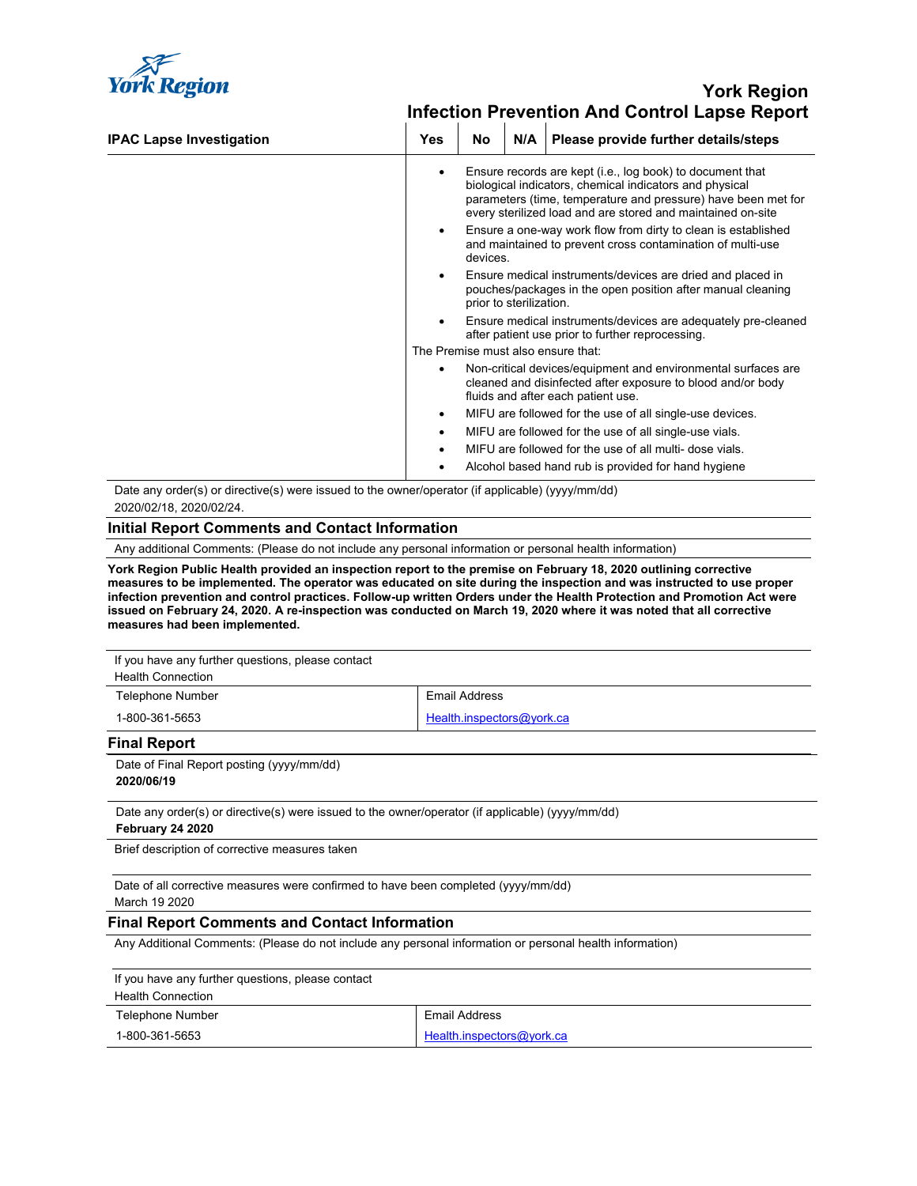# York Region
## Infection Prevention And Control Lapse Report

| IPAC Lapse Investigation | Yes | No | N/A | Please provide further details/steps |
|---|---|---|---|---|
| | | | | • Ensure records are kept (i.e., log book) to document that biological indicators, chemical indicators and physical parameters (time, temperature and pressure) have been met for every sterilized load and are stored and maintained on-site<br>• Ensure a one-way work flow from dirty to clean is established and maintained to prevent cross contamination of multi-use devices.<br>• Ensure medical instruments/devices are dried and placed in pouches/packages in the open position after manual cleaning prior to sterilization.<br>• Ensure medical instruments/devices are adequately pre-cleaned after patient use prior to further reprocessing.<br>The Premise must also ensure that:<br>• Non-critical devices/equipment and environmental surfaces are cleaned and disinfected after exposure to blood and/or body fluids and after each patient use.<br>• MIFU are followed for the use of all single-use devices.<br>• MIFU are followed for the use of all single-use vials.<br>• MIFU are followed for the use of all multi- dose vials.<br>• Alcohol based hand rub is provided for hand hygiene |

Date any order(s) or directive(s) were issued to the owner/operator (if applicable) (yyyy/mm/dd)
2020/02/18, 2020/02/24.

### Initial Report Comments and Contact Information

Any additional Comments: (Please do not include any personal information or personal health information)

**York Region Public Health provided an inspection report to the premise on February 18, 2020 outlining corrective measures to be implemented. The operator was educated on site during the inspection and was instructed to use proper infection prevention and control practices. Follow-up written Orders under the Health Protection and Promotion Act were issued on February 24, 2020. A re-inspection was conducted on March 19, 2020 where it was noted that all corrective measures had been implemented.**

If you have any further questions, please contact
Health Connection

| Telephone Number | Email Address |
|---|---|
| 1-800-361-5653 | Health.inspectors@york.ca |

### Final Report

Date of Final Report posting (yyyy/mm/dd)
**2020/06/19**

Date any order(s) or directive(s) were issued to the owner/operator (if applicable) (yyyy/mm/dd)
**February 24 2020**

Brief description of corrective measures taken

Date of all corrective measures were confirmed to have been completed (yyyy/mm/dd)
March 19 2020

### Final Report Comments and Contact Information

Any Additional Comments: (Please do not include any personal information or personal health information)

If you have any further questions, please contact
Health Connection

| Telephone Number | Email Address |
|---|---|
| 1-800-361-5653 | Health.inspectors@york.ca |